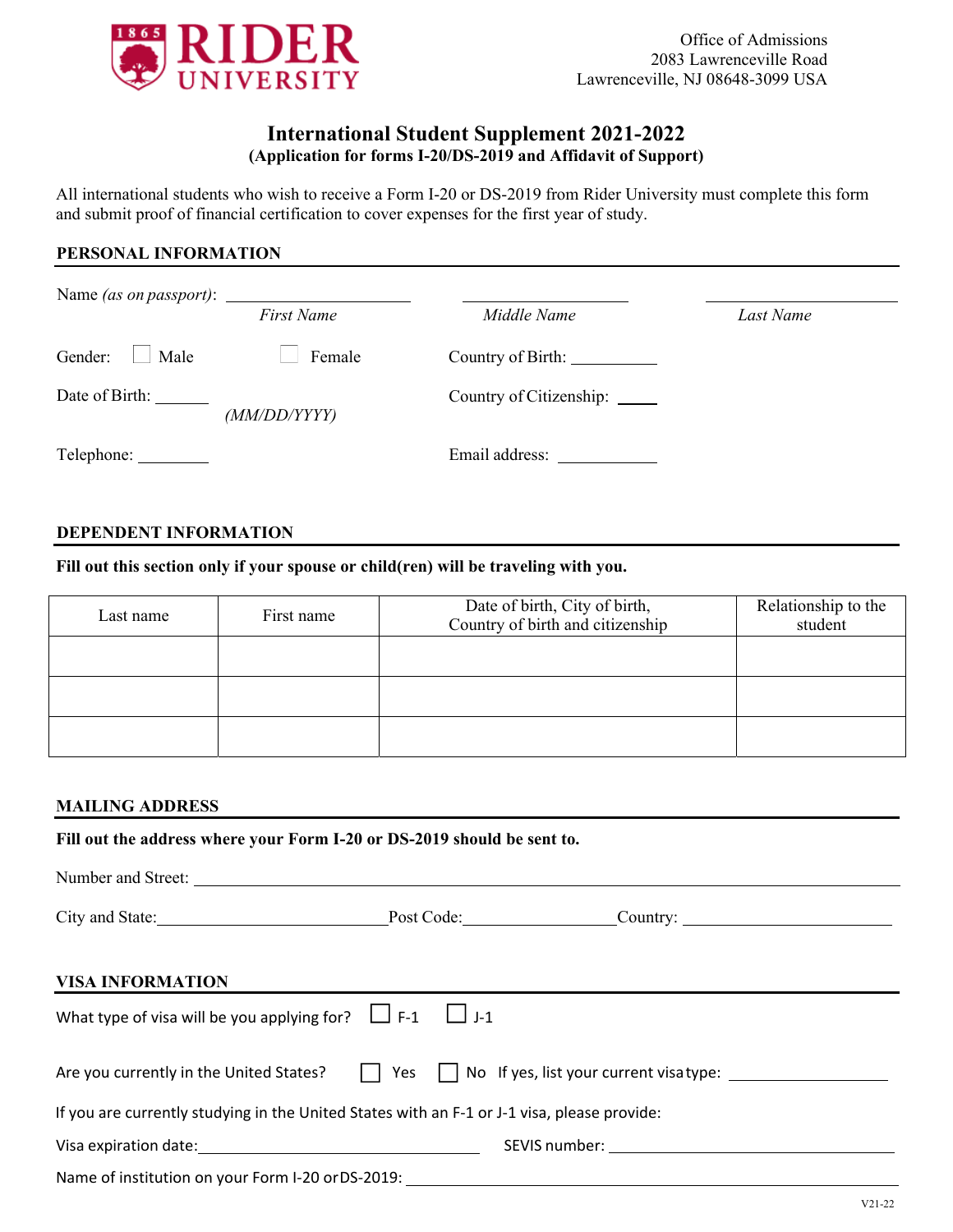RIDER UNIVERSITY

Office of Admissions
2083 Lawrenceville Road
Lawrenceville, NJ 08648-3099 USA

# International Student Supplement 2021-2022

**(Application for forms I-20/DS-2019 and Affidavit of Support)**

All international students who wish to receive a Form I-20 or DS-2019 from Rider University must complete this form and submit proof of financial certification to cover expenses for the first year of study.

## PERSONAL INFORMATION

Name *(as on passport)*: ____________________ ____________________ ____________________
*First Name* *Middle Name* *Last Name*

Gender: ☐ Male ☐ Female

Country of Birth: __________

Date of Birth: ______ *(MM/DD/YYYY)*

Country of Citizenship: _____

Telephone: ________

Email address: ____________

## DEPENDENT INFORMATION

**Fill out this section only if your spouse or child(ren) will be traveling with you.**

| Last name | First name | Date of birth, City of birth, Country of birth and citizenship | Relationship to the student |
|---|---|---|---|
| | | | |
| | | | |
| | | | |

## MAILING ADDRESS

**Fill out the address where your Form I-20 or DS-2019 should be sent to.**

Number and Street: ________________________________________________

City and State: ____________________ Post Code: ______________ Country: ____________________

## VISA INFORMATION

What type of visa will be you applying for? ☐ F-1 ☐ J-1

Are you currently in the United States? ☐ Yes ☐ No If yes, list your current visa type: ______________

If you are currently studying in the United States with an F-1 or J-1 visa, please provide:

Visa expiration date: ____________________ SEVIS number: ____________________

Name of institution on your Form I-20 or DS-2019: ______________________________

V21-22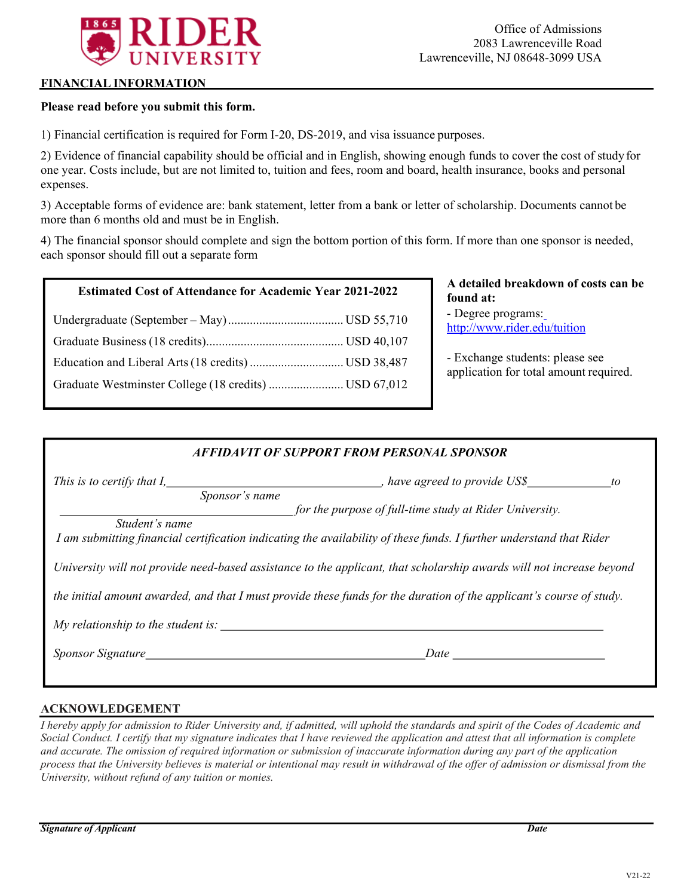1865 RIDER UNIVERSITY

Office of Admissions
2083 Lawrenceville Road
Lawrenceville, NJ 08648-3099 USA

## FINANCIAL INFORMATION

**Please read before you submit this form.**

1) Financial certification is required for Form I-20, DS-2019, and visa issuance purposes.

2) Evidence of financial capability should be official and in English, showing enough funds to cover the cost of study for one year. Costs include, but are not limited to, tuition and fees, room and board, health insurance, books and personal expenses.

3) Acceptable forms of evidence are: bank statement, letter from a bank or letter of scholarship. Documents cannot be more than 6 months old and must be in English.

4) The financial sponsor should complete and sign the bottom portion of this form. If more than one sponsor is needed, each sponsor should fill out a separate form

**Estimated Cost of Attendance for Academic Year 2021-2022**

| | |
|---|---|
| Undergraduate (September – May) | USD 55,710 |
| Graduate Business (18 credits) | USD 40,107 |
| Education and Liberal Arts (18 credits) | USD 38,487 |
| Graduate Westminster College (18 credits) | USD 67,012 |

**A detailed breakdown of costs can be found at:**

- Degree programs: http://www.rider.edu/tuition

- Exchange students: please see application for total amount required.

### *AFFIDAVIT OF SUPPORT FROM PERSONAL SPONSOR*

*This is to certify that I,*\_\_\_\_\_\_\_\_\_\_\_\_\_\_\_\_\_\_\_\_\_\_\_\_\_\_\_\_\_\_, *have agreed to provide US$*\_\_\_\_\_\_\_\_\_\_\_\_ *to*
*Sponsor's name*

\_\_\_\_\_\_\_\_\_\_\_\_\_\_\_\_\_\_\_\_\_\_\_\_\_\_\_\_\_\_ *for the purpose of full-time study at Rider University.*
*Student's name*

*I am submitting financial certification indicating the availability of these funds. I further understand that Rider University will not provide need-based assistance to the applicant, that scholarship awards will not increase beyond the initial amount awarded, and that I must provide these funds for the duration of the applicant's course of study.*

*My relationship to the student is:* \_\_\_\_\_\_\_\_\_\_\_\_\_\_\_\_\_\_\_\_\_\_\_\_\_\_\_\_\_\_\_\_\_\_\_\_\_\_\_\_

*Sponsor Signature*\_\_\_\_\_\_\_\_\_\_\_\_\_\_\_\_\_\_\_\_\_\_\_\_\_\_\_\_\_\_\_\_\_\_ *Date* \_\_\_\_\_\_\_\_\_\_\_\_\_\_\_\_\_\_

## ACKNOWLEDGEMENT

*I hereby apply for admission to Rider University and, if admitted, will uphold the standards and spirit of the Codes of Academic and Social Conduct. I certify that my signature indicates that I have reviewed the application and attest that all information is complete and accurate. The omission of required information or submission of inaccurate information during any part of the application process that the University believes is material or intentional may result in withdrawal of the offer of admission or dismissal from the University, without refund of any tuition or monies.*

***Signature of Applicant*** ***Date***

V21-22